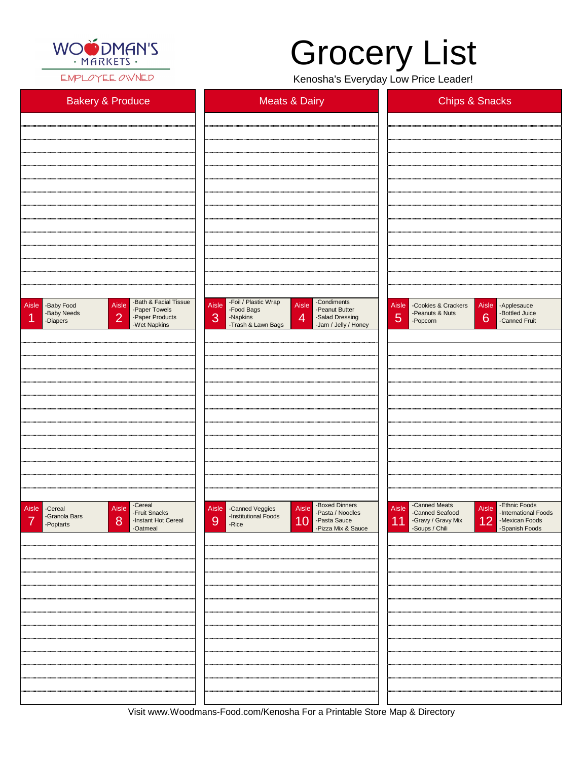WOODMAN'S · MARKETS ·

EMPLOYEE OWNED

# Grocery List

Kenosha's Everyday Low Price Leader!

| Bakery & Produce | Meats & Dairy | Chips & Snacks |
|---|---|---|

| Aisle | Items |
|---|---|
| Aisle 1 | -Baby Food<br>-Baby Needs<br>-Diapers |
| Aisle 2 | -Bath & Facial Tissue<br>-Paper Towels<br>-Paper Products<br>-Wet Napkins |
| Aisle 3 | -Foil / Plastic Wrap<br>-Food Bags<br>-Napkins<br>-Trash & Lawn Bags |
| Aisle 4 | -Condiments<br>-Peanut Butter<br>-Salad Dressing<br>-Jam / Jelly / Honey |
| Aisle 5 | -Cookies & Crackers<br>-Peanuts & Nuts<br>-Popcorn |
| Aisle 6 | -Applesauce<br>-Bottled Juice<br>-Canned Fruit |
| Aisle 7 | -Cereal<br>-Granola Bars<br>-Poptarts |
| Aisle 8 | -Cereal<br>-Fruit Snacks<br>-Instant Hot Cereal<br>-Oatmeal |
| Aisle 9 | -Canned Veggies<br>-Institutional Foods<br>-Rice |
| Aisle 10 | -Boxed Dinners<br>-Pasta / Noodles<br>-Pasta Sauce<br>-Pizza Mix & Sauce |
| Aisle 11 | -Canned Meats<br>-Canned Seafood<br>-Gravy / Gravy Mix<br>-Soups / Chili |
| Aisle 12 | -Ethnic Foods<br>-International Foods<br>-Mexican Foods<br>-Spanish Foods |

Visit www.Woodmans-Food.com/Kenosha For a Printable Store Map & Directory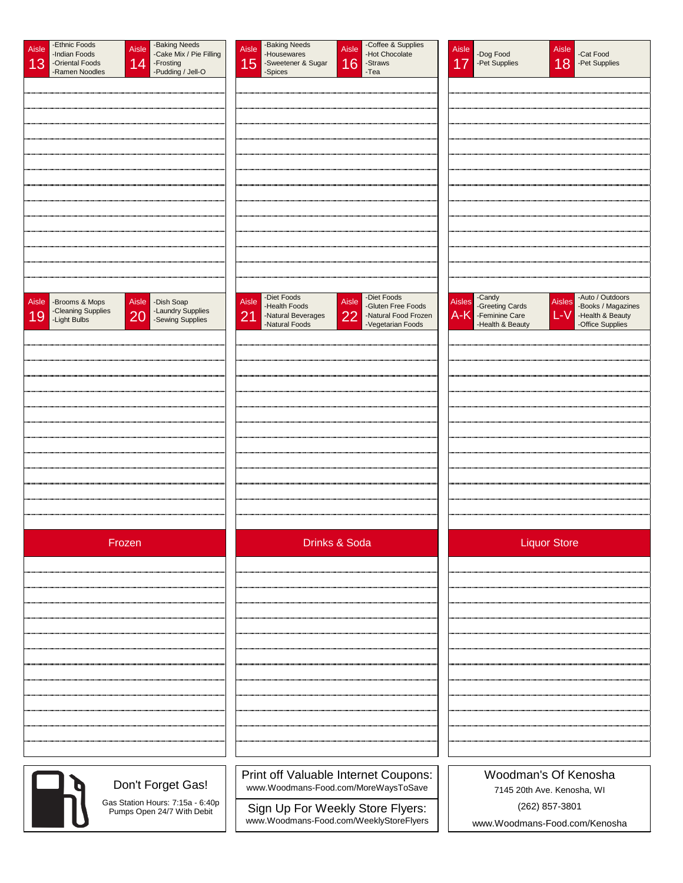**Aisle 13**
- Ethnic Foods
- Indian Foods
- Oriental Foods
- Ramen Noodles

**Aisle 14**
- Baking Needs
- Cake Mix / Pie Filling
- Frosting
- Pudding / Jell-O

**Aisle 15**
- Baking Needs
- Housewares
- Sweetener & Sugar
- Spices

**Aisle 16**
- Coffee & Supplies
- Hot Chocolate
- Straws
- Tea

**Aisle 17**
- Dog Food
- Pet Supplies

**Aisle 18**
- Cat Food
- Pet Supplies

**Aisle 19**
- Brooms & Mops
- Cleaning Supplies
- Light Bulbs

**Aisle 20**
- Dish Soap
- Laundry Supplies
- Sewing Supplies

**Aisle 21**
- Diet Foods
- Health Foods
- Natural Beverages
- Natural Foods

**Aisle 22**
- Diet Foods
- Gluten Free Foods
- Natural Food Frozen
- Vegetarian Foods

**Aisles A-K**
- Candy
- Greeting Cards
- Feminine Care
- Health & Beauty

**Aisles L-V**
- Auto / Outdoors
- Books / Magazines
- Health & Beauty
- Office Supplies

**Frozen**

**Drinks & Soda**

**Liquor Store**

Don't Forget Gas!

Gas Station Hours: 7:15a - 6:40p
Pumps Open 24/7 With Debit

Print off Valuable Internet Coupons:
www.Woodmans-Food.com/MoreWaysToSave

Sign Up For Weekly Store Flyers:
www.Woodmans-Food.com/WeeklyStoreFlyers

Woodman's Of Kenosha
7145 20th Ave. Kenosha, WI
(262) 857-3801
www.Woodmans-Food.com/Kenosha